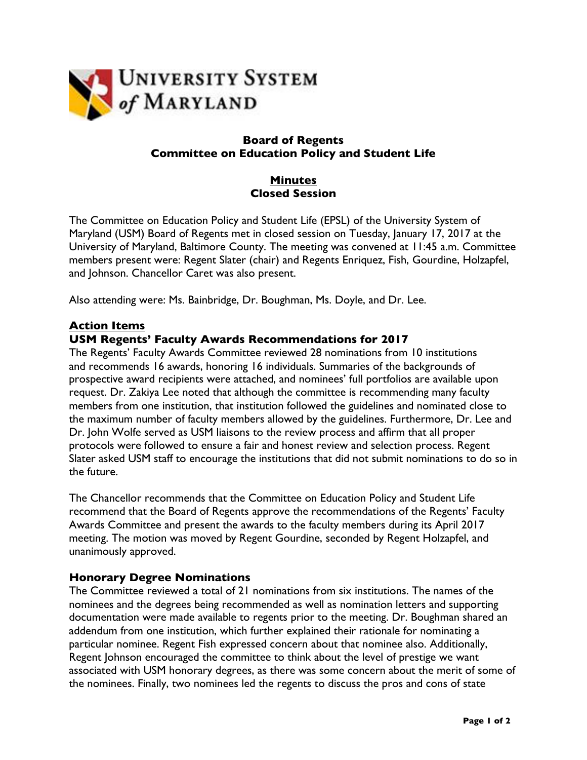University System of Maryland

**Board of Regents**
**Committee on Education Policy and Student Life**

**Minutes**
**Closed Session**

The Committee on Education Policy and Student Life (EPSL) of the University System of Maryland (USM) Board of Regents met in closed session on Tuesday, January 17, 2017 at the University of Maryland, Baltimore County. The meeting was convened at 11:45 a.m. Committee members present were: Regent Slater (chair) and Regents Enriquez, Fish, Gourdine, Holzapfel, and Johnson. Chancellor Caret was also present.

Also attending were: Ms. Bainbridge, Dr. Boughman, Ms. Doyle, and Dr. Lee.

## Action Items

### USM Regents' Faculty Awards Recommendations for 2017

The Regents' Faculty Awards Committee reviewed 28 nominations from 10 institutions and recommends 16 awards, honoring 16 individuals. Summaries of the backgrounds of prospective award recipients were attached, and nominees' full portfolios are available upon request. Dr. Zakiya Lee noted that although the committee is recommending many faculty members from one institution, that institution followed the guidelines and nominated close to the maximum number of faculty members allowed by the guidelines. Furthermore, Dr. Lee and Dr. John Wolfe served as USM liaisons to the review process and affirm that all proper protocols were followed to ensure a fair and honest review and selection process. Regent Slater asked USM staff to encourage the institutions that did not submit nominations to do so in the future.

The Chancellor recommends that the Committee on Education Policy and Student Life recommend that the Board of Regents approve the recommendations of the Regents' Faculty Awards Committee and present the awards to the faculty members during its April 2017 meeting. The motion was moved by Regent Gourdine, seconded by Regent Holzapfel, and unanimously approved.

### Honorary Degree Nominations

The Committee reviewed a total of 21 nominations from six institutions. The names of the nominees and the degrees being recommended as well as nomination letters and supporting documentation were made available to regents prior to the meeting. Dr. Boughman shared an addendum from one institution, which further explained their rationale for nominating a particular nominee. Regent Fish expressed concern about that nominee also. Additionally, Regent Johnson encouraged the committee to think about the level of prestige we want associated with USM honorary degrees, as there was some concern about the merit of some of the nominees. Finally, two nominees led the regents to discuss the pros and cons of state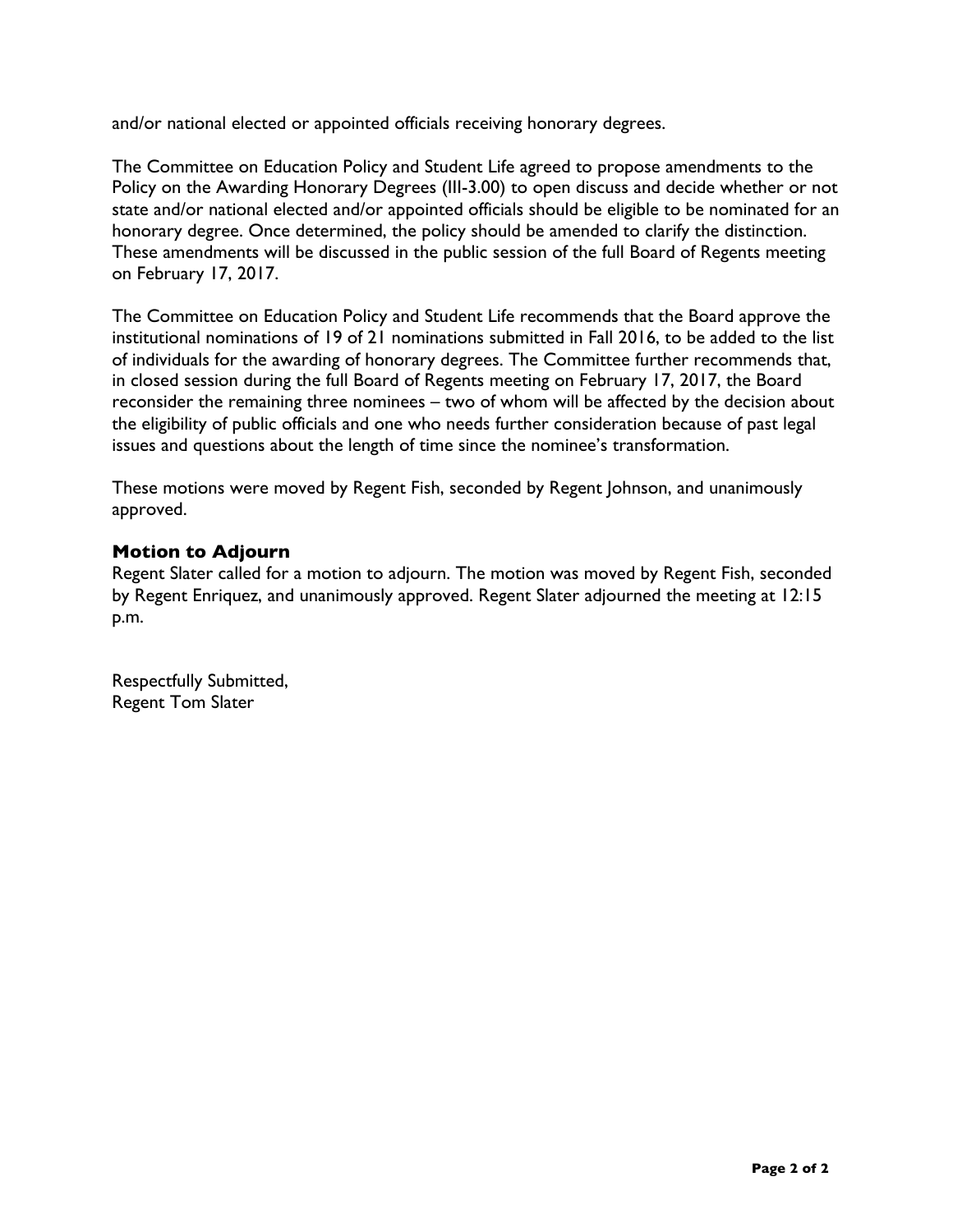and/or national elected or appointed officials receiving honorary degrees.

The Committee on Education Policy and Student Life agreed to propose amendments to the Policy on the Awarding Honorary Degrees (III-3.00) to open discuss and decide whether or not state and/or national elected and/or appointed officials should be eligible to be nominated for an honorary degree. Once determined, the policy should be amended to clarify the distinction. These amendments will be discussed in the public session of the full Board of Regents meeting on February 17, 2017.

The Committee on Education Policy and Student Life recommends that the Board approve the institutional nominations of 19 of 21 nominations submitted in Fall 2016, to be added to the list of individuals for the awarding of honorary degrees. The Committee further recommends that, in closed session during the full Board of Regents meeting on February 17, 2017, the Board reconsider the remaining three nominees – two of whom will be affected by the decision about the eligibility of public officials and one who needs further consideration because of past legal issues and questions about the length of time since the nominee's transformation.

These motions were moved by Regent Fish, seconded by Regent Johnson, and unanimously approved.

### Motion to Adjourn

Regent Slater called for a motion to adjourn. The motion was moved by Regent Fish, seconded by Regent Enriquez, and unanimously approved. Regent Slater adjourned the meeting at 12:15 p.m.

Respectfully Submitted,
Regent Tom Slater